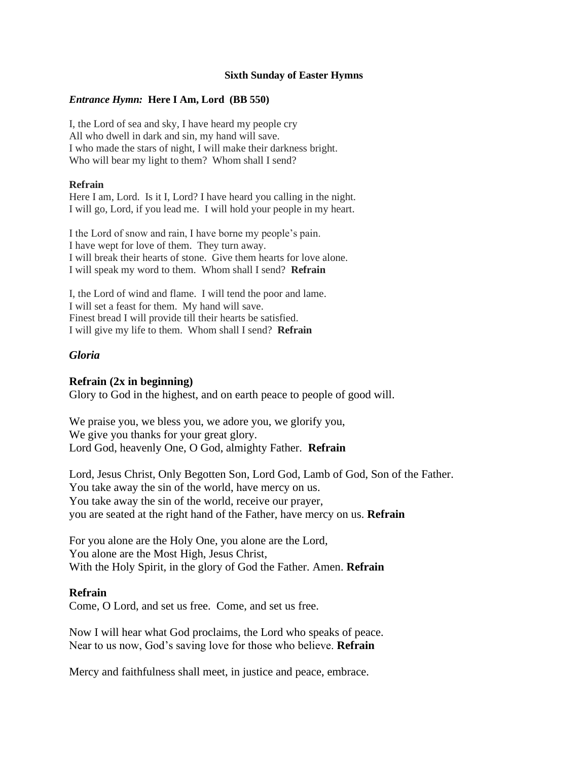# Sixth Sunday of Easter Hymns

### *Entrance Hymn:* **Here I Am, Lord (BB 550)**

I, the Lord of sea and sky, I have heard my people cry
All who dwell in dark and sin, my hand will save.
I who made the stars of night, I will make their darkness bright.
Who will bear my light to them? Whom shall I send?

**Refrain**
Here I am, Lord. Is it I, Lord? I have heard you calling in the night.
I will go, Lord, if you lead me. I will hold your people in my heart.

I the Lord of snow and rain, I have borne my people's pain.
I have wept for love of them. They turn away.
I will break their hearts of stone. Give them hearts for love alone.
I will speak my word to them. Whom shall I send? **Refrain**

I, the Lord of wind and flame. I will tend the poor and lame.
I will set a feast for them. My hand will save.
Finest bread I will provide till their hearts be satisfied.
I will give my life to them. Whom shall I send? **Refrain**

### *Gloria*

**Refrain (2x in beginning)**
Glory to God in the highest, and on earth peace to people of good will.

We praise you, we bless you, we adore you, we glorify you,
We give you thanks for your great glory.
Lord God, heavenly One, O God, almighty Father. **Refrain**

Lord, Jesus Christ, Only Begotten Son, Lord God, Lamb of God, Son of the Father.
You take away the sin of the world, have mercy on us.
You take away the sin of the world, receive our prayer,
you are seated at the right hand of the Father, have mercy on us. **Refrain**

For you alone are the Holy One, you alone are the Lord,
You alone are the Most High, Jesus Christ,
With the Holy Spirit, in the glory of God the Father. Amen. **Refrain**

**Refrain**
Come, O Lord, and set us free. Come, and set us free.

Now I will hear what God proclaims, the Lord who speaks of peace.
Near to us now, God's saving love for those who believe. **Refrain**

Mercy and faithfulness shall meet, in justice and peace, embrace.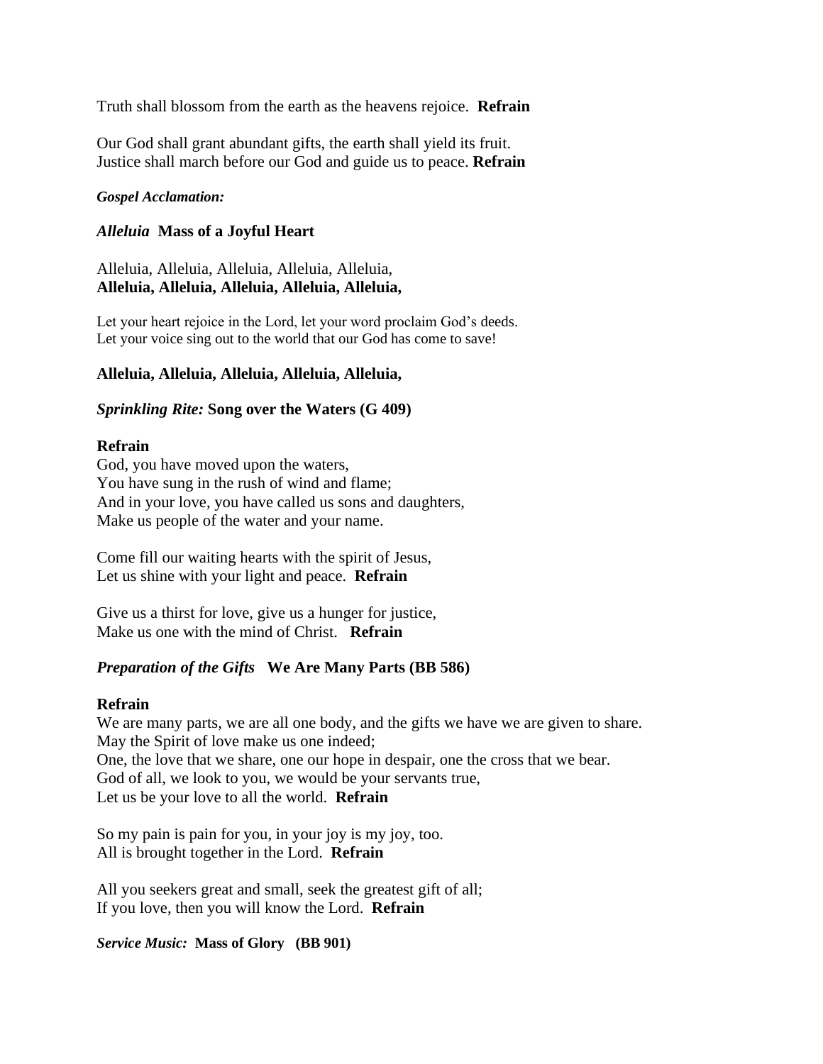Truth shall blossom from the earth as the heavens rejoice. **Refrain**

Our God shall grant abundant gifts, the earth shall yield its fruit.
Justice shall march before our God and guide us to peace. **Refrain**

***Gospel Acclamation:***

***Alleluia*** **Mass of a Joyful Heart**

Alleluia, Alleluia, Alleluia, Alleluia, Alleluia,
**Alleluia, Alleluia, Alleluia, Alleluia, Alleluia,**

Let your heart rejoice in the Lord, let your word proclaim God's deeds.
Let your voice sing out to the world that our God has come to save!

**Alleluia, Alleluia, Alleluia, Alleluia, Alleluia,**

***Sprinkling Rite:*** **Song over the Waters (G 409)**

**Refrain**
God, you have moved upon the waters,
You have sung in the rush of wind and flame;
And in your love, you have called us sons and daughters,
Make us people of the water and your name.

Come fill our waiting hearts with the spirit of Jesus,
Let us shine with your light and peace. **Refrain**

Give us a thirst for love, give us a hunger for justice,
Make us one with the mind of Christ. **Refrain**

***Preparation of the Gifts*** **We Are Many Parts (BB 586)**

**Refrain**
We are many parts, we are all one body, and the gifts we have we are given to share.
May the Spirit of love make us one indeed;
One, the love that we share, one our hope in despair, one the cross that we bear.
God of all, we look to you, we would be your servants true,
Let us be your love to all the world. **Refrain**

So my pain is pain for you, in your joy is my joy, too.
All is brought together in the Lord. **Refrain**

All you seekers great and small, seek the greatest gift of all;
If you love, then you will know the Lord. **Refrain**

***Service Music:*** **Mass of Glory (BB 901)**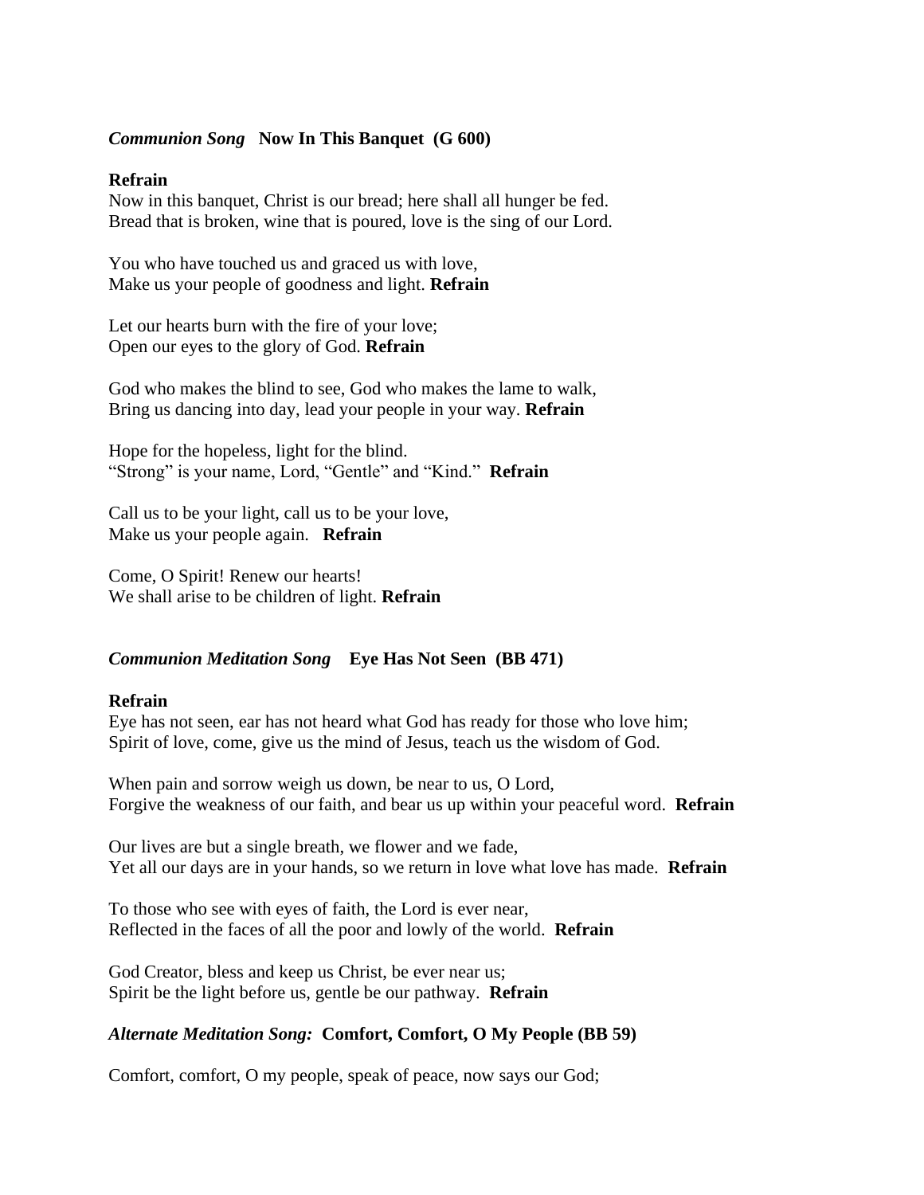***Communion Song*** **Now In This Banquet (G 600)**

**Refrain**
Now in this banquet, Christ is our bread; here shall all hunger be fed.
Bread that is broken, wine that is poured, love is the sing of our Lord.

You who have touched us and graced us with love,
Make us your people of goodness and light. **Refrain**

Let our hearts burn with the fire of your love;
Open our eyes to the glory of God. **Refrain**

God who makes the blind to see, God who makes the lame to walk,
Bring us dancing into day, lead your people in your way. **Refrain**

Hope for the hopeless, light for the blind.
"Strong" is your name, Lord, "Gentle" and "Kind." **Refrain**

Call us to be your light, call us to be your love,
Make us your people again. **Refrain**

Come, O Spirit! Renew our hearts!
We shall arise to be children of light. **Refrain**

***Communion Meditation Song*** **Eye Has Not Seen (BB 471)**

**Refrain**
Eye has not seen, ear has not heard what God has ready for those who love him;
Spirit of love, come, give us the mind of Jesus, teach us the wisdom of God.

When pain and sorrow weigh us down, be near to us, O Lord,
Forgive the weakness of our faith, and bear us up within your peaceful word. **Refrain**

Our lives are but a single breath, we flower and we fade,
Yet all our days are in your hands, so we return in love what love has made. **Refrain**

To those who see with eyes of faith, the Lord is ever near,
Reflected in the faces of all the poor and lowly of the world. **Refrain**

God Creator, bless and keep us Christ, be ever near us;
Spirit be the light before us, gentle be our pathway. **Refrain**

***Alternate Meditation Song:*** **Comfort, Comfort, O My People (BB 59)**

Comfort, comfort, O my people, speak of peace, now says our God;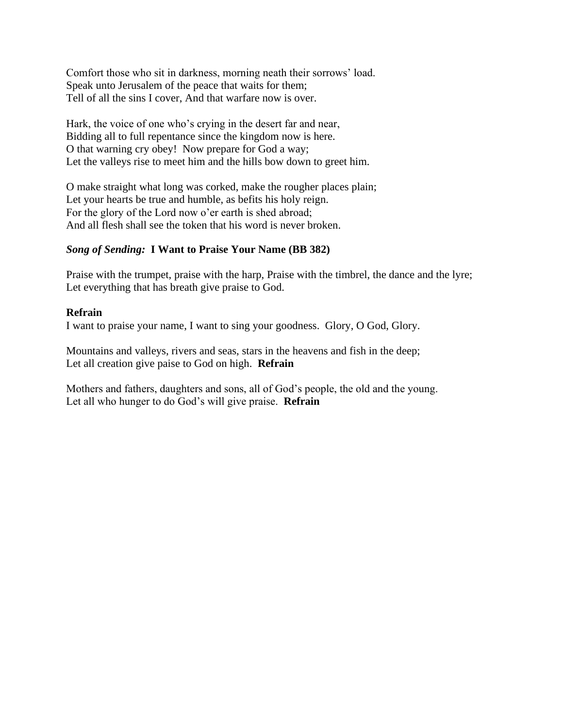Comfort those who sit in darkness, morning neath their sorrows' load.
Speak unto Jerusalem of the peace that waits for them;
Tell of all the sins I cover, And that warfare now is over.

Hark, the voice of one who's crying in the desert far and near,
Bidding all to full repentance since the kingdom now is here.
O that warning cry obey! Now prepare for God a way;
Let the valleys rise to meet him and the hills bow down to greet him.

O make straight what long was corked, make the rougher places plain;
Let your hearts be true and humble, as befits his holy reign.
For the glory of the Lord now o'er earth is shed abroad;
And all flesh shall see the token that his word is never broken.

***Song of Sending:*** **I Want to Praise Your Name (BB 382)**

Praise with the trumpet, praise with the harp, Praise with the timbrel, the dance and the lyre;
Let everything that has breath give praise to God.

**Refrain**
I want to praise your name, I want to sing your goodness. Glory, O God, Glory.

Mountains and valleys, rivers and seas, stars in the heavens and fish in the deep;
Let all creation give paise to God on high. **Refrain**

Mothers and fathers, daughters and sons, all of God's people, the old and the young.
Let all who hunger to do God's will give praise. **Refrain**